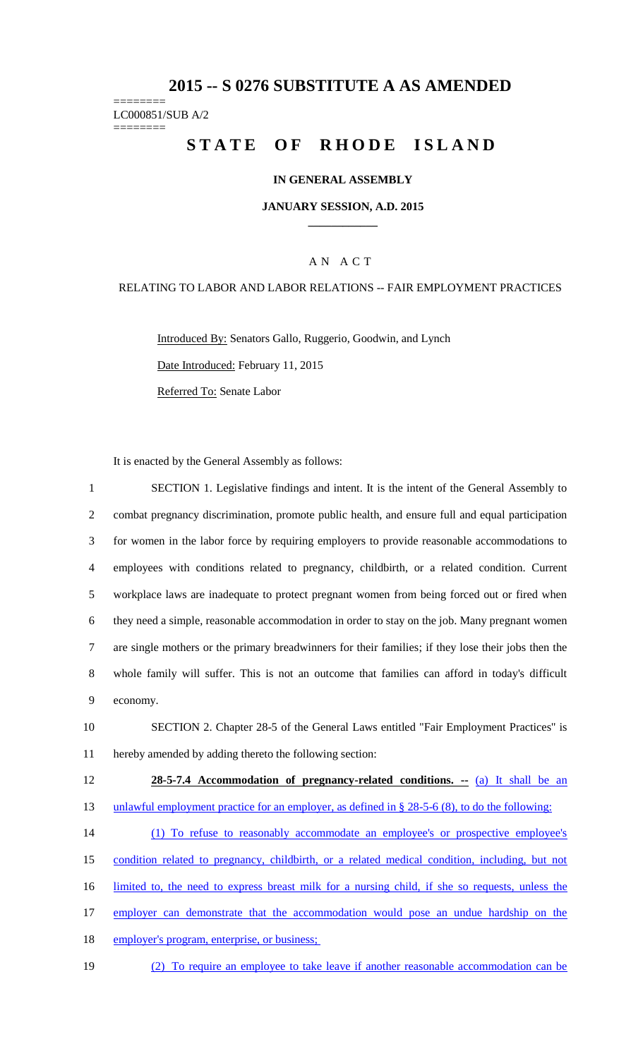# 2015 -- S 0276 SUBSTITUTE A AS AMENDED

========
LC000851/SUB A/2
========

# STATE OF RHODE ISLAND

### IN GENERAL ASSEMBLY

### JANUARY SESSION, A.D. 2015

## A N A C T

### RELATING TO LABOR AND LABOR RELATIONS -- FAIR EMPLOYMENT PRACTICES

Introduced By: Senators Gallo, Ruggerio, Goodwin, and Lynch

Date Introduced: February 11, 2015

Referred To: Senate Labor

It is enacted by the General Assembly as follows:

SECTION 1. Legislative findings and intent. It is the intent of the General Assembly to combat pregnancy discrimination, promote public health, and ensure full and equal participation for women in the labor force by requiring employers to provide reasonable accommodations to employees with conditions related to pregnancy, childbirth, or a related condition. Current workplace laws are inadequate to protect pregnant women from being forced out or fired when they need a simple, reasonable accommodation in order to stay on the job. Many pregnant women are single mothers or the primary breadwinners for their families; if they lose their jobs then the whole family will suffer. This is not an outcome that families can afford in today's difficult economy.

SECTION 2. Chapter 28-5 of the General Laws entitled "Fair Employment Practices" is hereby amended by adding thereto the following section:

**28-5-7.4 Accommodation of pregnancy-related conditions. --** (a) It shall be an unlawful employment practice for an employer, as defined in § 28-5-6 (8), to do the following:

(1) To refuse to reasonably accommodate an employee's or prospective employee's condition related to pregnancy, childbirth, or a related medical condition, including, but not limited to, the need to express breast milk for a nursing child, if she so requests, unless the employer can demonstrate that the accommodation would pose an undue hardship on the employer's program, enterprise, or business;

(2) To require an employee to take leave if another reasonable accommodation can be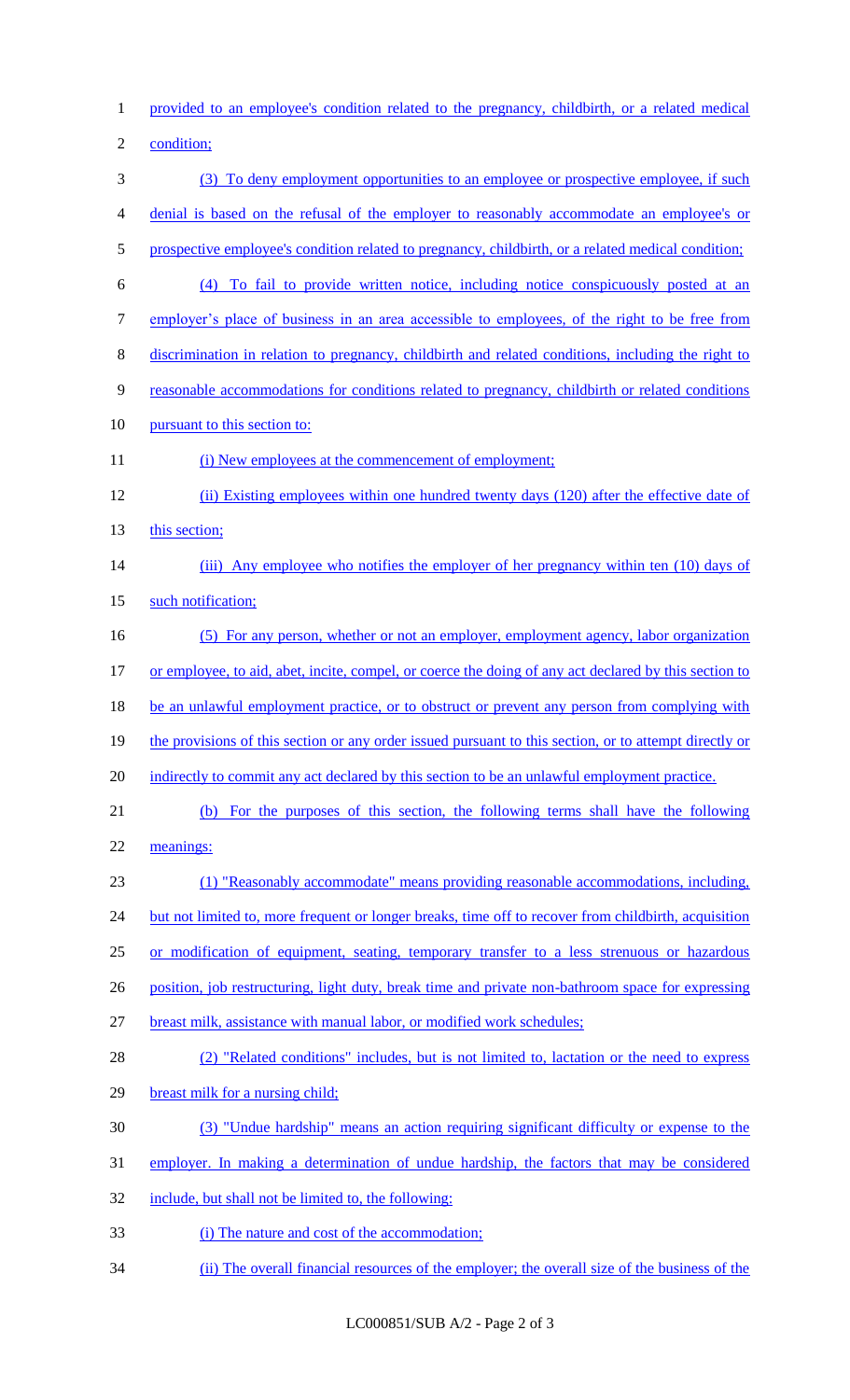provided to an employee's condition related to the pregnancy, childbirth, or a related medical condition;

(3) To deny employment opportunities to an employee or prospective employee, if such denial is based on the refusal of the employer to reasonably accommodate an employee's or prospective employee's condition related to pregnancy, childbirth, or a related medical condition;

(4) To fail to provide written notice, including notice conspicuously posted at an employer's place of business in an area accessible to employees, of the right to be free from discrimination in relation to pregnancy, childbirth and related conditions, including the right to reasonable accommodations for conditions related to pregnancy, childbirth or related conditions pursuant to this section to:

(i) New employees at the commencement of employment;

(ii) Existing employees within one hundred twenty days (120) after the effective date of this section;

(iii) Any employee who notifies the employer of her pregnancy within ten (10) days of such notification;

(5) For any person, whether or not an employer, employment agency, labor organization or employee, to aid, abet, incite, compel, or coerce the doing of any act declared by this section to be an unlawful employment practice, or to obstruct or prevent any person from complying with the provisions of this section or any order issued pursuant to this section, or to attempt directly or indirectly to commit any act declared by this section to be an unlawful employment practice.

(b) For the purposes of this section, the following terms shall have the following meanings:

(1) "Reasonably accommodate" means providing reasonable accommodations, including, but not limited to, more frequent or longer breaks, time off to recover from childbirth, acquisition or modification of equipment, seating, temporary transfer to a less strenuous or hazardous position, job restructuring, light duty, break time and private non-bathroom space for expressing breast milk, assistance with manual labor, or modified work schedules;

(2) "Related conditions" includes, but is not limited to, lactation or the need to express breast milk for a nursing child;

(3) "Undue hardship" means an action requiring significant difficulty or expense to the employer. In making a determination of undue hardship, the factors that may be considered include, but shall not be limited to, the following:

(i) The nature and cost of the accommodation;

(ii) The overall financial resources of the employer; the overall size of the business of the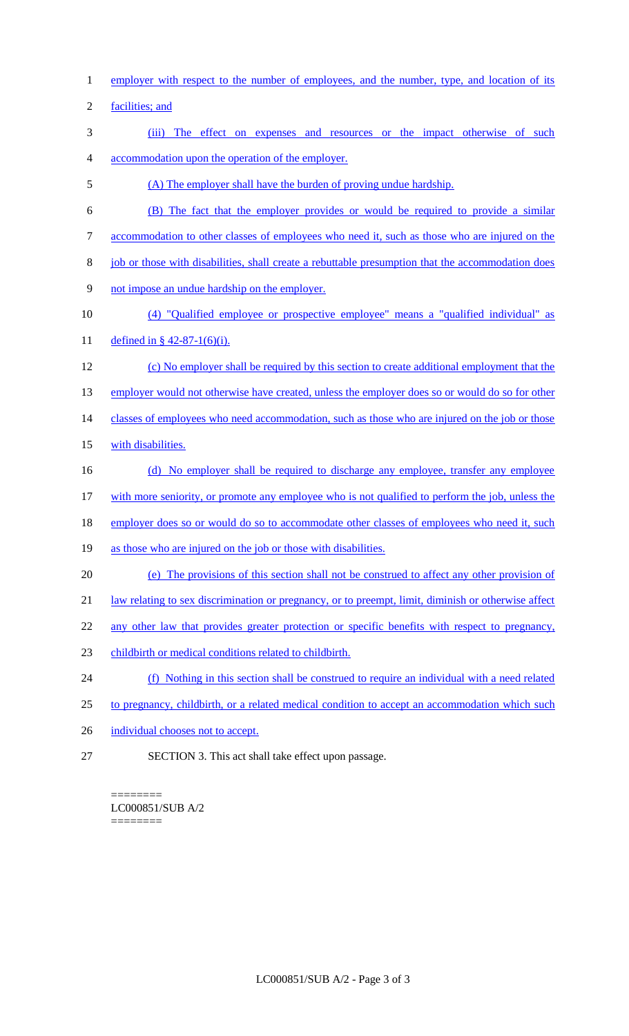employer with respect to the number of employees, and the number, type, and location of its facilities; and

(iii) The effect on expenses and resources or the impact otherwise of such accommodation upon the operation of the employer.

(A) The employer shall have the burden of proving undue hardship.

(B) The fact that the employer provides or would be required to provide a similar accommodation to other classes of employees who need it, such as those who are injured on the job or those with disabilities, shall create a rebuttable presumption that the accommodation does not impose an undue hardship on the employer.

(4) "Qualified employee or prospective employee" means a "qualified individual" as defined in § 42-87-1(6)(i).

(c) No employer shall be required by this section to create additional employment that the employer would not otherwise have created, unless the employer does so or would do so for other classes of employees who need accommodation, such as those who are injured on the job or those with disabilities.

(d) No employer shall be required to discharge any employee, transfer any employee with more seniority, or promote any employee who is not qualified to perform the job, unless the employer does so or would do so to accommodate other classes of employees who need it, such as those who are injured on the job or those with disabilities.

(e) The provisions of this section shall not be construed to affect any other provision of law relating to sex discrimination or pregnancy, or to preempt, limit, diminish or otherwise affect any other law that provides greater protection or specific benefits with respect to pregnancy, childbirth or medical conditions related to childbirth.

(f) Nothing in this section shall be construed to require an individual with a need related to pregnancy, childbirth, or a related medical condition to accept an accommodation which such individual chooses not to accept.

SECTION 3. This act shall take effect upon passage.

========
LC000851/SUB A/2
========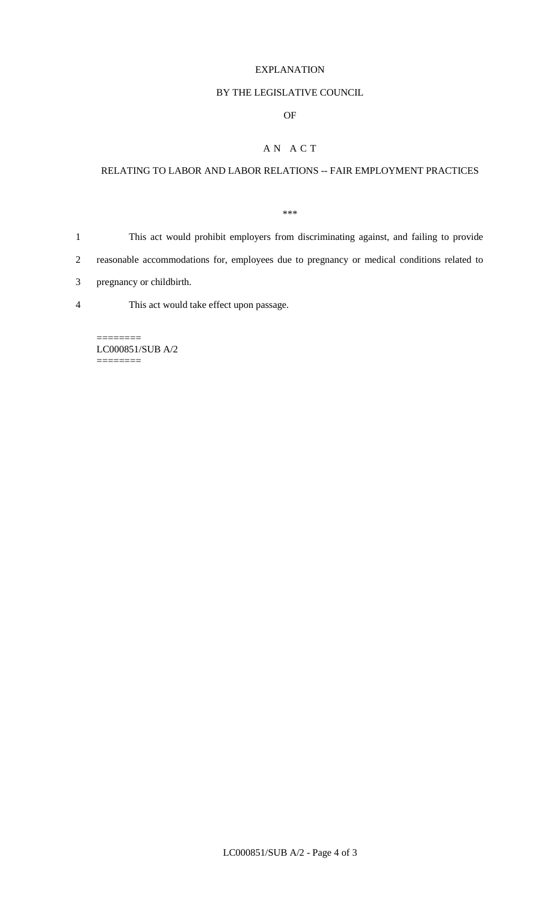EXPLANATION

BY THE LEGISLATIVE COUNCIL

OF

A N A C T

RELATING TO LABOR AND LABOR RELATIONS -- FAIR EMPLOYMENT PRACTICES

\*\*\*

1 This act would prohibit employers from discriminating against, and failing to provide
2 reasonable accommodations for, employees due to pregnancy or medical conditions related to
3 pregnancy or childbirth.
4 This act would take effect upon passage.

========
LC000851/SUB A/2
========